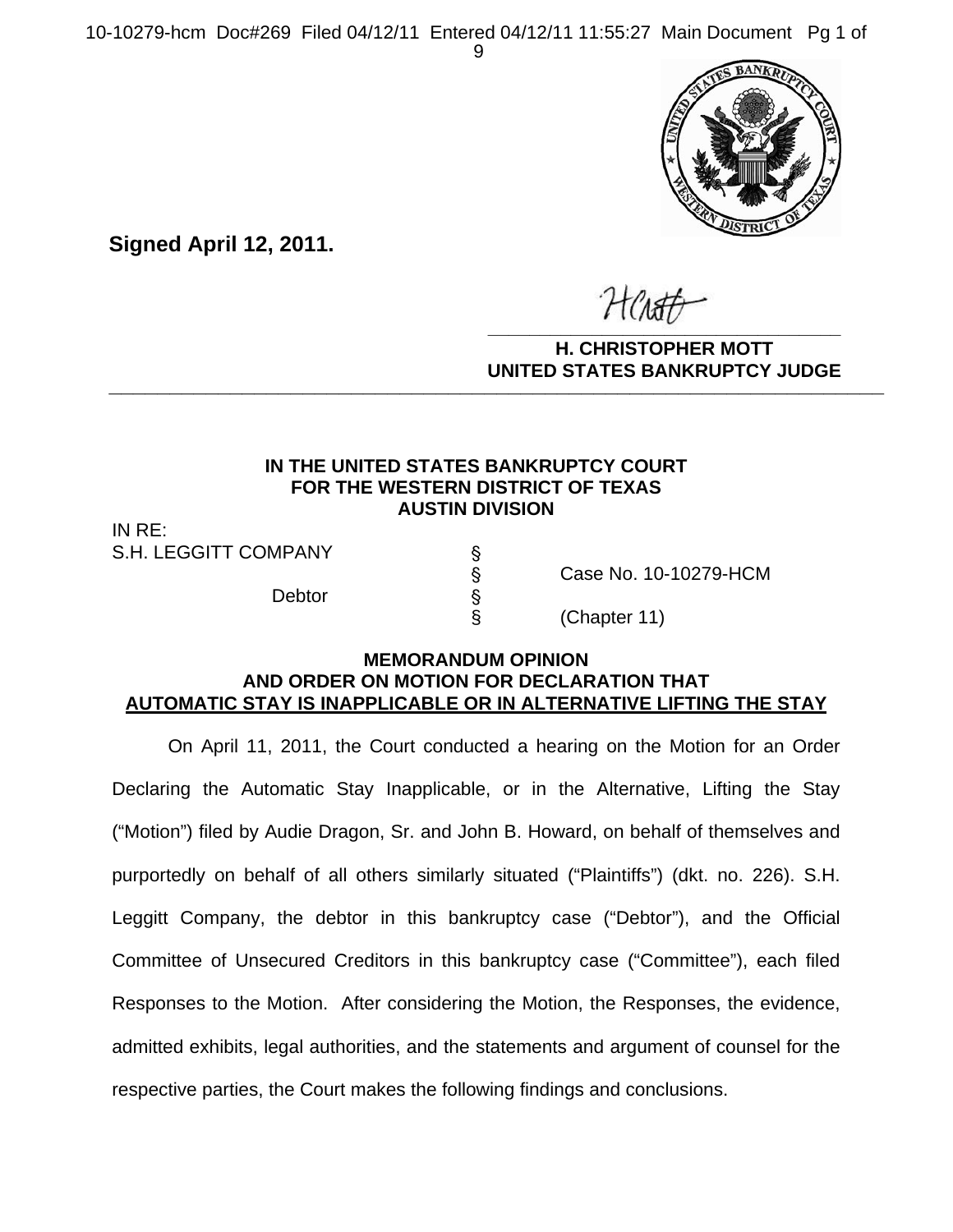**Signed April 12, 2011.**

**H. CHRISTOPHER MOTT**
**UNITED STATES BANKRUPTCY JUDGE**

---

**IN THE UNITED STATES BANKRUPTCY COURT**
**FOR THE WESTERN DISTRICT OF TEXAS**
**AUSTIN DIVISION**

| | | |
|---|---|---|
| IN RE: | | |
| S.H. LEGGITT COMPANY | § | |
| | § | Case No. 10-10279-HCM |
| Debtor | § | |
| | § | (Chapter 11) |

**MEMORANDUM OPINION**
**AND ORDER ON MOTION FOR DECLARATION THAT**
**AUTOMATIC STAY IS INAPPLICABLE OR IN ALTERNATIVE LIFTING THE STAY**

On April 11, 2011, the Court conducted a hearing on the Motion for an Order Declaring the Automatic Stay Inapplicable, or in the Alternative, Lifting the Stay ("Motion") filed by Audie Dragon, Sr. and John B. Howard, on behalf of themselves and purportedly on behalf of all others similarly situated ("Plaintiffs") (dkt. no. 226). S.H. Leggitt Company, the debtor in this bankruptcy case ("Debtor"), and the Official Committee of Unsecured Creditors in this bankruptcy case ("Committee"), each filed Responses to the Motion. After considering the Motion, the Responses, the evidence, admitted exhibits, legal authorities, and the statements and argument of counsel for the respective parties, the Court makes the following findings and conclusions.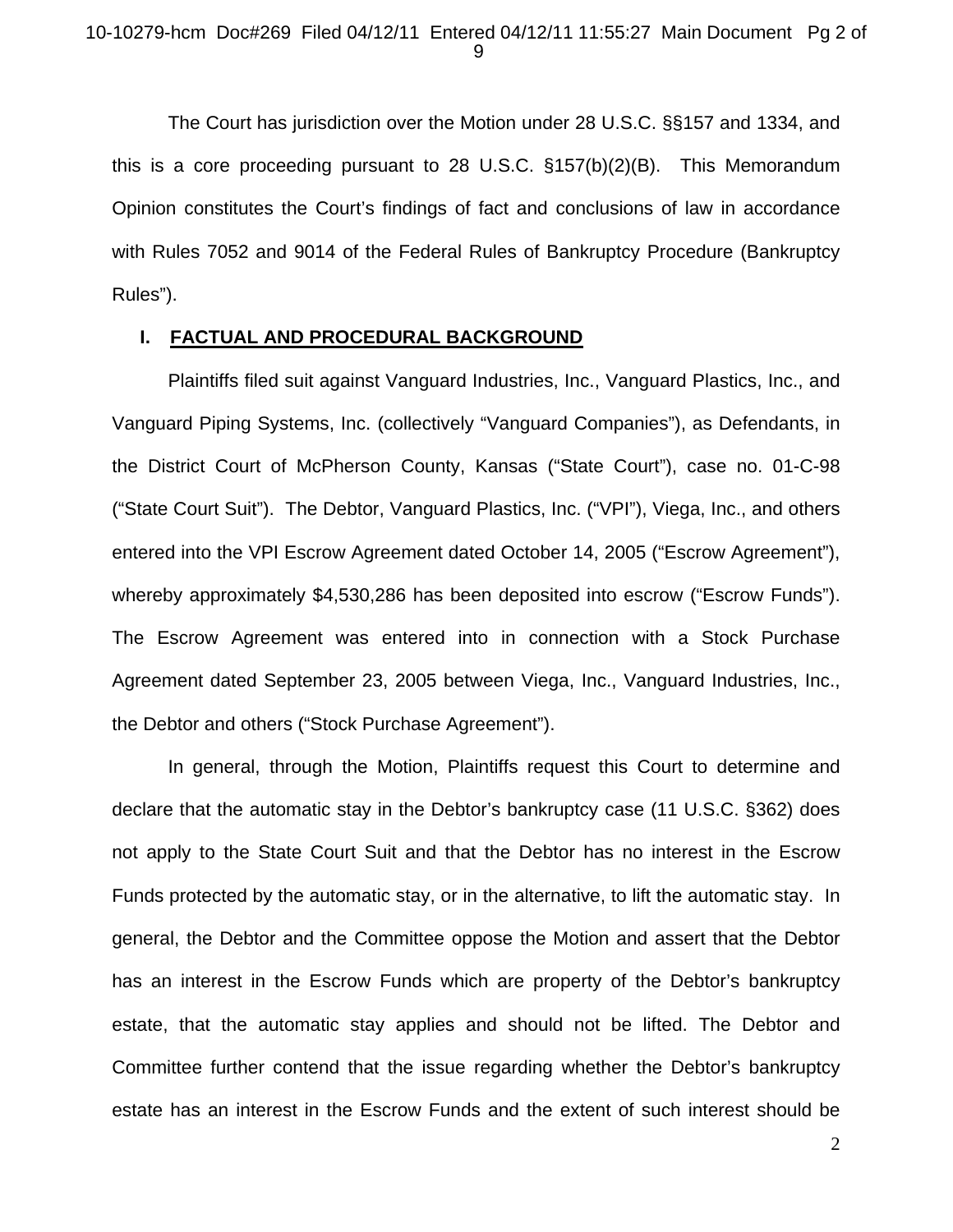The Court has jurisdiction over the Motion under 28 U.S.C. §§157 and 1334, and this is a core proceeding pursuant to 28 U.S.C. §157(b)(2)(B). This Memorandum Opinion constitutes the Court's findings of fact and conclusions of law in accordance with Rules 7052 and 9014 of the Federal Rules of Bankruptcy Procedure (Bankruptcy Rules").

## I. FACTUAL AND PROCEDURAL BACKGROUND

Plaintiffs filed suit against Vanguard Industries, Inc., Vanguard Plastics, Inc., and Vanguard Piping Systems, Inc. (collectively "Vanguard Companies"), as Defendants, in the District Court of McPherson County, Kansas ("State Court"), case no. 01-C-98 ("State Court Suit"). The Debtor, Vanguard Plastics, Inc. ("VPI"), Viega, Inc., and others entered into the VPI Escrow Agreement dated October 14, 2005 ("Escrow Agreement"), whereby approximately $4,530,286 has been deposited into escrow ("Escrow Funds"). The Escrow Agreement was entered into in connection with a Stock Purchase Agreement dated September 23, 2005 between Viega, Inc., Vanguard Industries, Inc., the Debtor and others ("Stock Purchase Agreement").

In general, through the Motion, Plaintiffs request this Court to determine and declare that the automatic stay in the Debtor's bankruptcy case (11 U.S.C. §362) does not apply to the State Court Suit and that the Debtor has no interest in the Escrow Funds protected by the automatic stay, or in the alternative, to lift the automatic stay. In general, the Debtor and the Committee oppose the Motion and assert that the Debtor has an interest in the Escrow Funds which are property of the Debtor's bankruptcy estate, that the automatic stay applies and should not be lifted. The Debtor and Committee further contend that the issue regarding whether the Debtor's bankruptcy estate has an interest in the Escrow Funds and the extent of such interest should be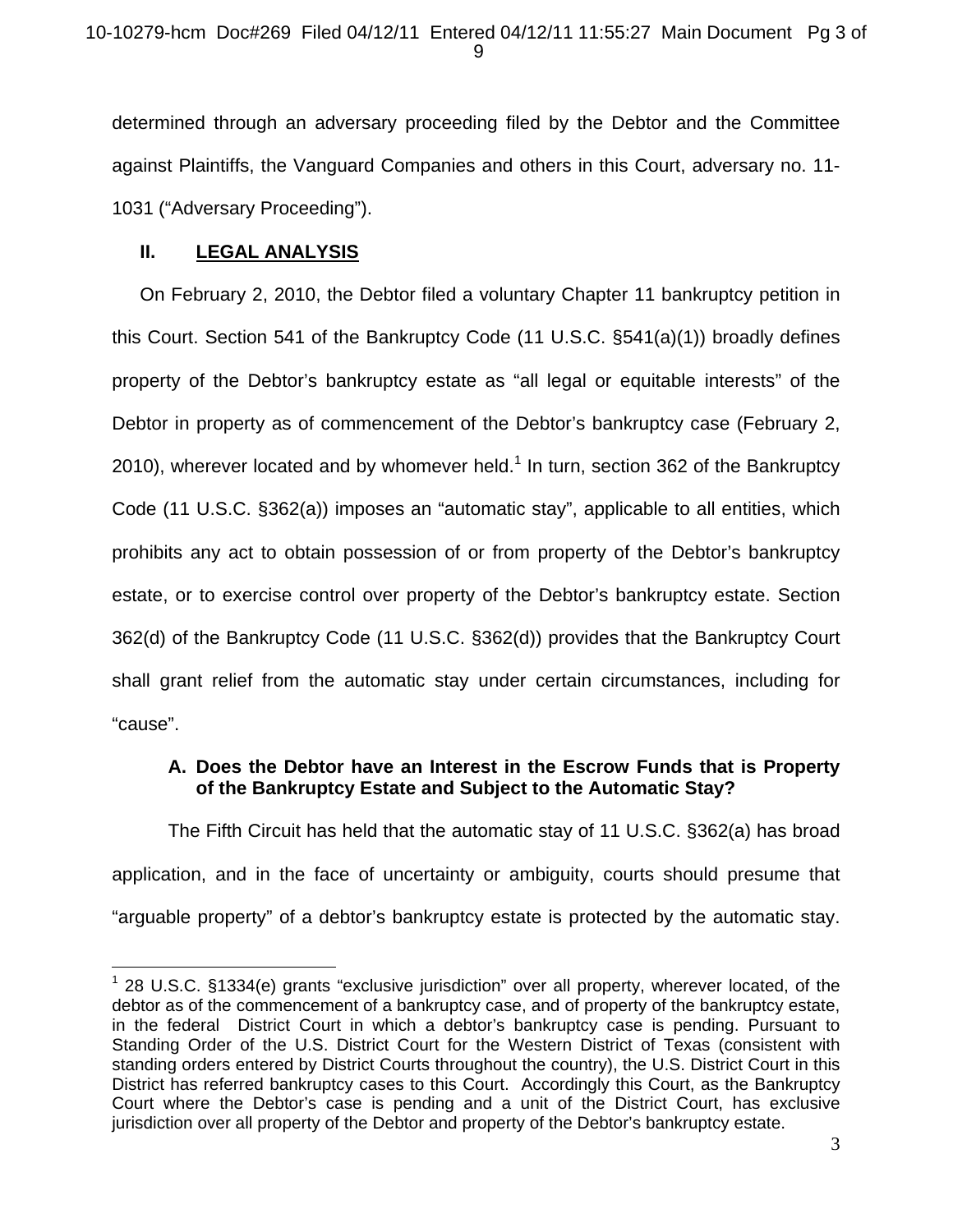determined through an adversary proceeding filed by the Debtor and the Committee against Plaintiffs, the Vanguard Companies and others in this Court, adversary no. 11-1031 ("Adversary Proceeding").

## II. LEGAL ANALYSIS

On February 2, 2010, the Debtor filed a voluntary Chapter 11 bankruptcy petition in this Court. Section 541 of the Bankruptcy Code (11 U.S.C. §541(a)(1)) broadly defines property of the Debtor's bankruptcy estate as "all legal or equitable interests" of the Debtor in property as of commencement of the Debtor's bankruptcy case (February 2, 2010), wherever located and by whomever held.[1] In turn, section 362 of the Bankruptcy Code (11 U.S.C. §362(a)) imposes an "automatic stay", applicable to all entities, which prohibits any act to obtain possession of or from property of the Debtor's bankruptcy estate, or to exercise control over property of the Debtor's bankruptcy estate. Section 362(d) of the Bankruptcy Code (11 U.S.C. §362(d)) provides that the Bankruptcy Court shall grant relief from the automatic stay under certain circumstances, including for "cause".

### A. Does the Debtor have an Interest in the Escrow Funds that is Property of the Bankruptcy Estate and Subject to the Automatic Stay?

The Fifth Circuit has held that the automatic stay of 11 U.S.C. §362(a) has broad application, and in the face of uncertainty or ambiguity, courts should presume that "arguable property" of a debtor's bankruptcy estate is protected by the automatic stay.

---

[1] 28 U.S.C. §1334(e) grants "exclusive jurisdiction" over all property, wherever located, of the debtor as of the commencement of a bankruptcy case, and of property of the bankruptcy estate, in the federal District Court in which a debtor's bankruptcy case is pending. Pursuant to Standing Order of the U.S. District Court for the Western District of Texas (consistent with standing orders entered by District Courts throughout the country), the U.S. District Court in this District has referred bankruptcy cases to this Court. Accordingly this Court, as the Bankruptcy Court where the Debtor's case is pending and a unit of the District Court, has exclusive jurisdiction over all property of the Debtor and property of the Debtor's bankruptcy estate.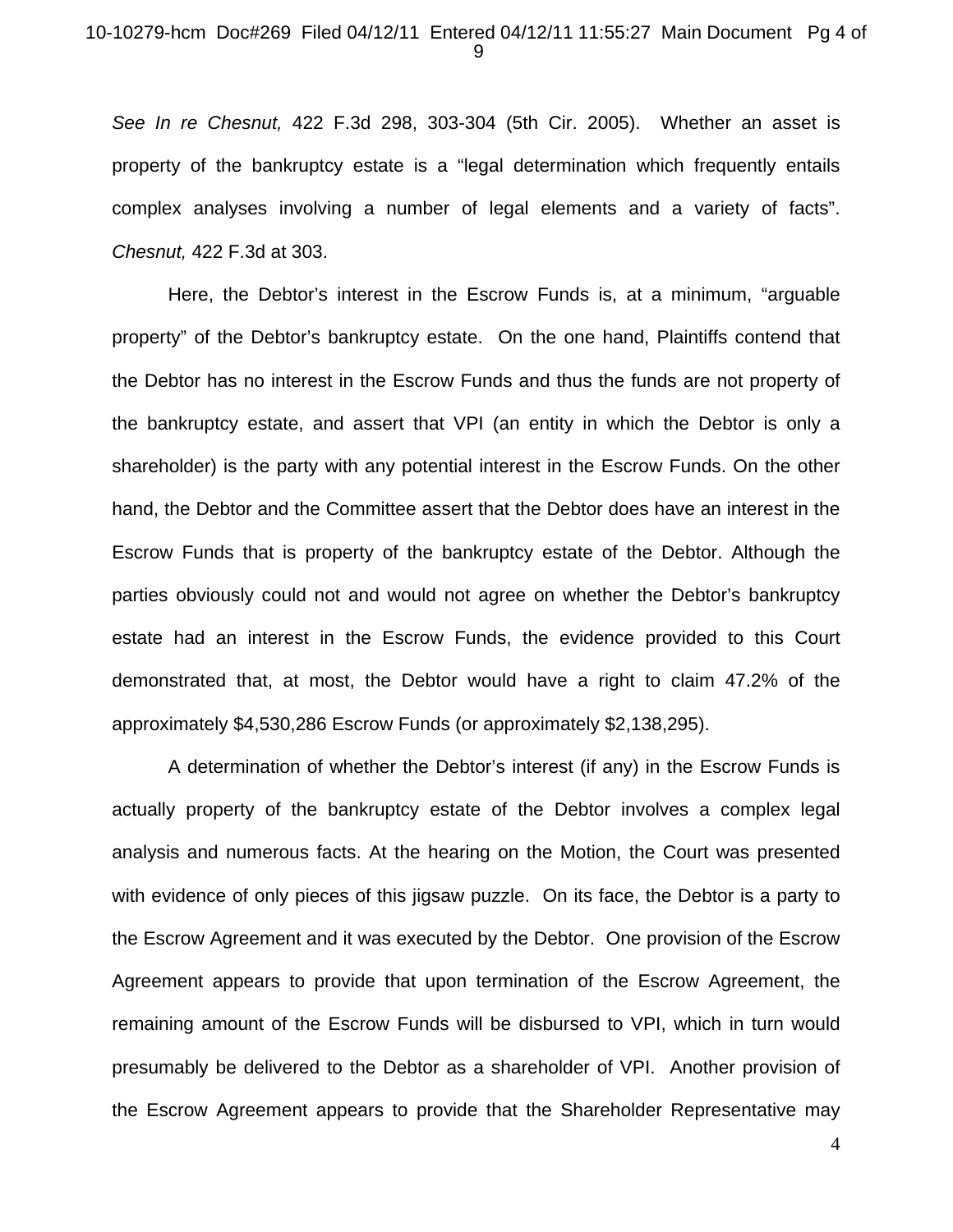*See In re Chesnut,* 422 F.3d 298, 303-304 (5th Cir. 2005). Whether an asset is property of the bankruptcy estate is a "legal determination which frequently entails complex analyses involving a number of legal elements and a variety of facts". *Chesnut,* 422 F.3d at 303.

Here, the Debtor's interest in the Escrow Funds is, at a minimum, "arguable property" of the Debtor's bankruptcy estate. On the one hand, Plaintiffs contend that the Debtor has no interest in the Escrow Funds and thus the funds are not property of the bankruptcy estate, and assert that VPI (an entity in which the Debtor is only a shareholder) is the party with any potential interest in the Escrow Funds. On the other hand, the Debtor and the Committee assert that the Debtor does have an interest in the Escrow Funds that is property of the bankruptcy estate of the Debtor. Although the parties obviously could not and would not agree on whether the Debtor's bankruptcy estate had an interest in the Escrow Funds, the evidence provided to this Court demonstrated that, at most, the Debtor would have a right to claim 47.2% of the approximately $4,530,286 Escrow Funds (or approximately $2,138,295).

A determination of whether the Debtor's interest (if any) in the Escrow Funds is actually property of the bankruptcy estate of the Debtor involves a complex legal analysis and numerous facts. At the hearing on the Motion, the Court was presented with evidence of only pieces of this jigsaw puzzle. On its face, the Debtor is a party to the Escrow Agreement and it was executed by the Debtor. One provision of the Escrow Agreement appears to provide that upon termination of the Escrow Agreement, the remaining amount of the Escrow Funds will be disbursed to VPI, which in turn would presumably be delivered to the Debtor as a shareholder of VPI. Another provision of the Escrow Agreement appears to provide that the Shareholder Representative may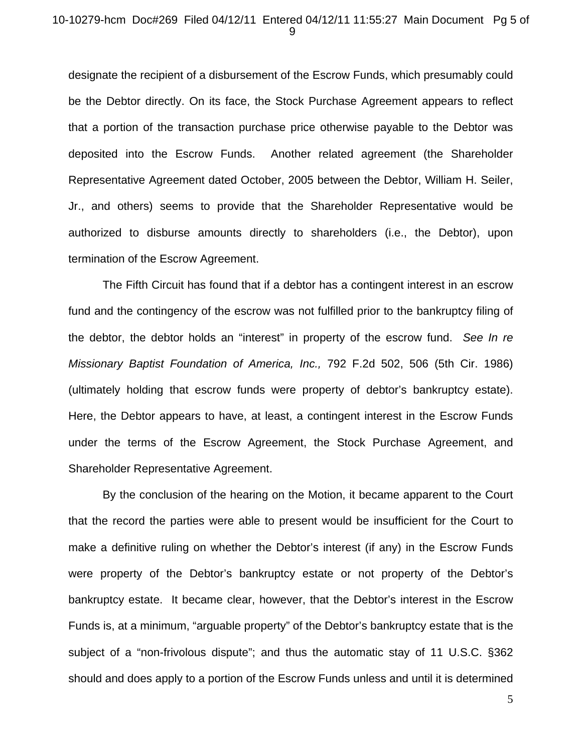designate the recipient of a disbursement of the Escrow Funds, which presumably could be the Debtor directly. On its face, the Stock Purchase Agreement appears to reflect that a portion of the transaction purchase price otherwise payable to the Debtor was deposited into the Escrow Funds. Another related agreement (the Shareholder Representative Agreement dated October, 2005 between the Debtor, William H. Seiler, Jr., and others) seems to provide that the Shareholder Representative would be authorized to disburse amounts directly to shareholders (i.e., the Debtor), upon termination of the Escrow Agreement.

The Fifth Circuit has found that if a debtor has a contingent interest in an escrow fund and the contingency of the escrow was not fulfilled prior to the bankruptcy filing of the debtor, the debtor holds an "interest" in property of the escrow fund. *See In re Missionary Baptist Foundation of America, Inc.,* 792 F.2d 502, 506 (5th Cir. 1986) (ultimately holding that escrow funds were property of debtor's bankruptcy estate). Here, the Debtor appears to have, at least, a contingent interest in the Escrow Funds under the terms of the Escrow Agreement, the Stock Purchase Agreement, and Shareholder Representative Agreement.

By the conclusion of the hearing on the Motion, it became apparent to the Court that the record the parties were able to present would be insufficient for the Court to make a definitive ruling on whether the Debtor's interest (if any) in the Escrow Funds were property of the Debtor's bankruptcy estate or not property of the Debtor's bankruptcy estate. It became clear, however, that the Debtor's interest in the Escrow Funds is, at a minimum, "arguable property" of the Debtor's bankruptcy estate that is the subject of a "non-frivolous dispute"; and thus the automatic stay of 11 U.S.C. §362 should and does apply to a portion of the Escrow Funds unless and until it is determined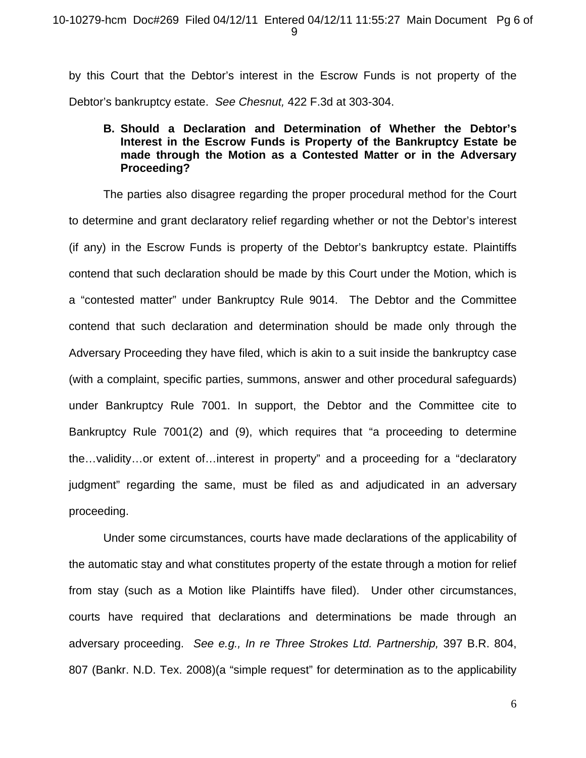by this Court that the Debtor's interest in the Escrow Funds is not property of the Debtor's bankruptcy estate. *See Chesnut,* 422 F.3d at 303-304.

**B. Should a Declaration and Determination of Whether the Debtor's Interest in the Escrow Funds is Property of the Bankruptcy Estate be made through the Motion as a Contested Matter or in the Adversary Proceeding?**

The parties also disagree regarding the proper procedural method for the Court to determine and grant declaratory relief regarding whether or not the Debtor's interest (if any) in the Escrow Funds is property of the Debtor's bankruptcy estate. Plaintiffs contend that such declaration should be made by this Court under the Motion, which is a "contested matter" under Bankruptcy Rule 9014. The Debtor and the Committee contend that such declaration and determination should be made only through the Adversary Proceeding they have filed, which is akin to a suit inside the bankruptcy case (with a complaint, specific parties, summons, answer and other procedural safeguards) under Bankruptcy Rule 7001. In support, the Debtor and the Committee cite to Bankruptcy Rule 7001(2) and (9), which requires that "a proceeding to determine the…validity…or extent of…interest in property" and a proceeding for a "declaratory judgment" regarding the same, must be filed as and adjudicated in an adversary proceeding.

Under some circumstances, courts have made declarations of the applicability of the automatic stay and what constitutes property of the estate through a motion for relief from stay (such as a Motion like Plaintiffs have filed). Under other circumstances, courts have required that declarations and determinations be made through an adversary proceeding. *See e.g., In re Three Strokes Ltd. Partnership,* 397 B.R. 804, 807 (Bankr. N.D. Tex. 2008)(a "simple request" for determination as to the applicability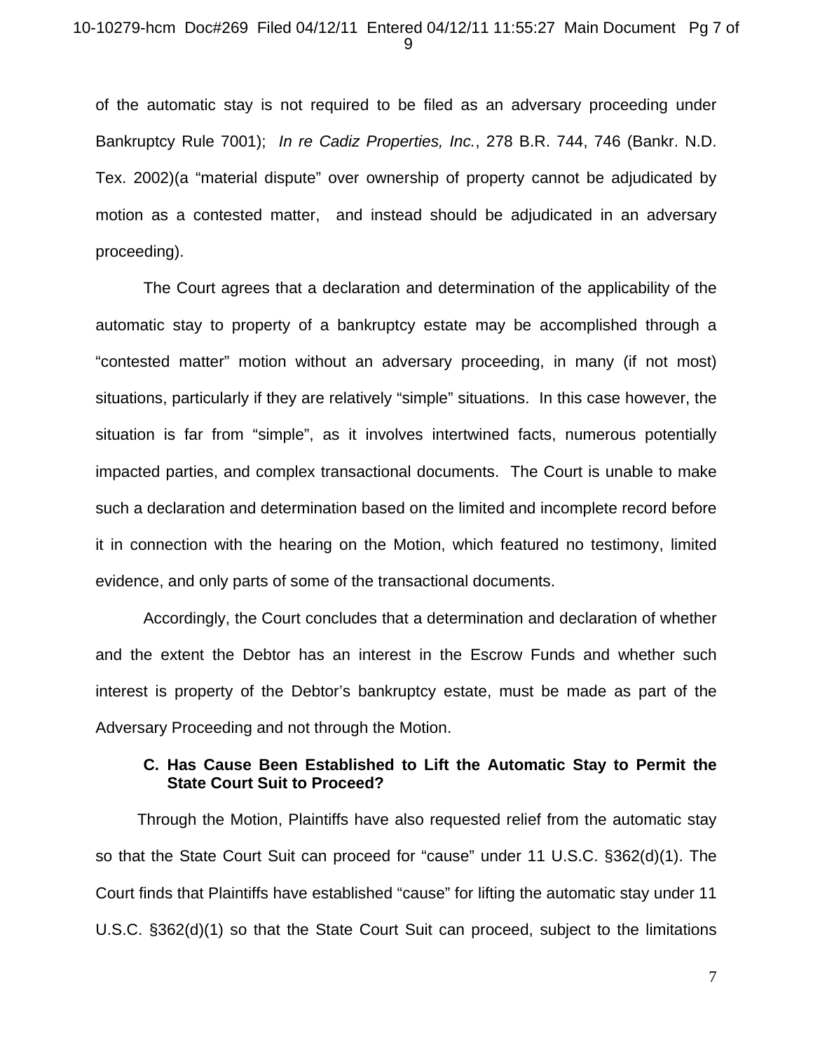of the automatic stay is not required to be filed as an adversary proceeding under Bankruptcy Rule 7001); *In re Cadiz Properties, Inc.*, 278 B.R. 744, 746 (Bankr. N.D. Tex. 2002)(a "material dispute" over ownership of property cannot be adjudicated by motion as a contested matter, and instead should be adjudicated in an adversary proceeding).

The Court agrees that a declaration and determination of the applicability of the automatic stay to property of a bankruptcy estate may be accomplished through a "contested matter" motion without an adversary proceeding, in many (if not most) situations, particularly if they are relatively "simple" situations. In this case however, the situation is far from "simple", as it involves intertwined facts, numerous potentially impacted parties, and complex transactional documents. The Court is unable to make such a declaration and determination based on the limited and incomplete record before it in connection with the hearing on the Motion, which featured no testimony, limited evidence, and only parts of some of the transactional documents.

Accordingly, the Court concludes that a determination and declaration of whether and the extent the Debtor has an interest in the Escrow Funds and whether such interest is property of the Debtor's bankruptcy estate, must be made as part of the Adversary Proceeding and not through the Motion.

**C. Has Cause Been Established to Lift the Automatic Stay to Permit the State Court Suit to Proceed?**

Through the Motion, Plaintiffs have also requested relief from the automatic stay so that the State Court Suit can proceed for "cause" under 11 U.S.C. §362(d)(1). The Court finds that Plaintiffs have established "cause" for lifting the automatic stay under 11 U.S.C. §362(d)(1) so that the State Court Suit can proceed, subject to the limitations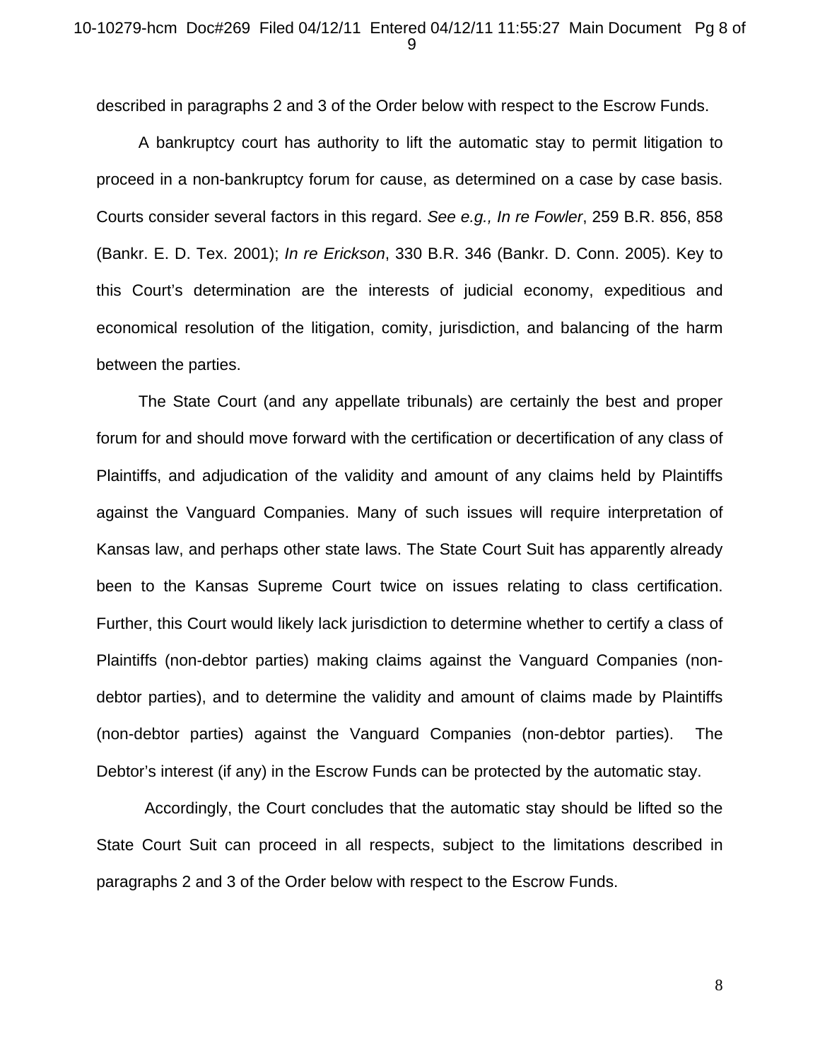described in paragraphs 2 and 3 of the Order below with respect to the Escrow Funds.

A bankruptcy court has authority to lift the automatic stay to permit litigation to proceed in a non-bankruptcy forum for cause, as determined on a case by case basis. Courts consider several factors in this regard. *See e.g., In re Fowler*, 259 B.R. 856, 858 (Bankr. E. D. Tex. 2001); *In re Erickson*, 330 B.R. 346 (Bankr. D. Conn. 2005). Key to this Court's determination are the interests of judicial economy, expeditious and economical resolution of the litigation, comity, jurisdiction, and balancing of the harm between the parties.

The State Court (and any appellate tribunals) are certainly the best and proper forum for and should move forward with the certification or decertification of any class of Plaintiffs, and adjudication of the validity and amount of any claims held by Plaintiffs against the Vanguard Companies. Many of such issues will require interpretation of Kansas law, and perhaps other state laws. The State Court Suit has apparently already been to the Kansas Supreme Court twice on issues relating to class certification. Further, this Court would likely lack jurisdiction to determine whether to certify a class of Plaintiffs (non-debtor parties) making claims against the Vanguard Companies (non-debtor parties), and to determine the validity and amount of claims made by Plaintiffs (non-debtor parties) against the Vanguard Companies (non-debtor parties). The Debtor's interest (if any) in the Escrow Funds can be protected by the automatic stay.

Accordingly, the Court concludes that the automatic stay should be lifted so the State Court Suit can proceed in all respects, subject to the limitations described in paragraphs 2 and 3 of the Order below with respect to the Escrow Funds.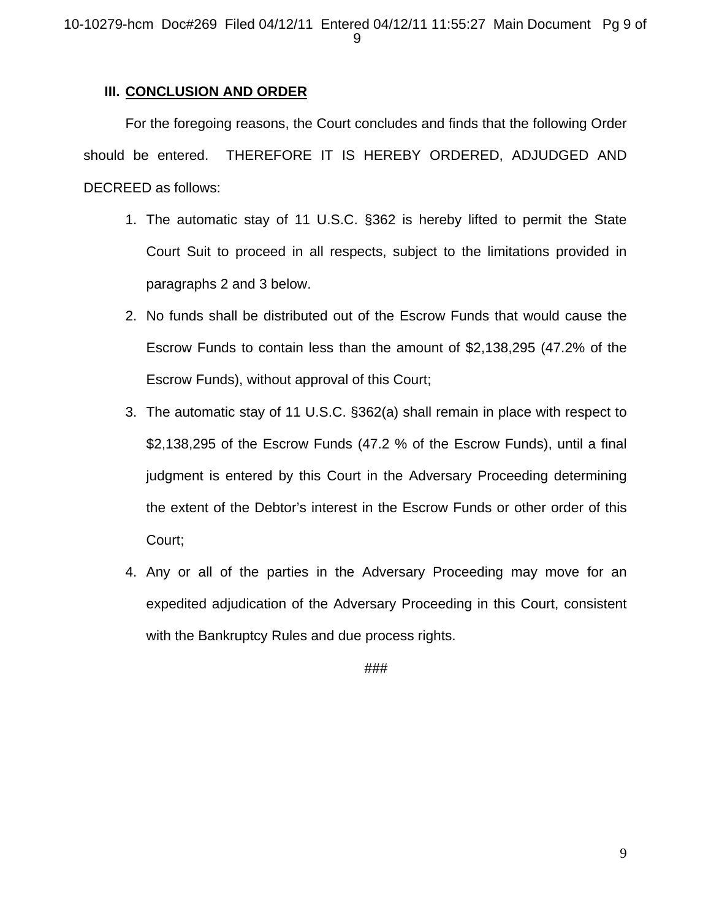## III. CONCLUSION AND ORDER

For the foregoing reasons, the Court concludes and finds that the following Order should be entered. THEREFORE IT IS HEREBY ORDERED, ADJUDGED AND DECREED as follows:

1. The automatic stay of 11 U.S.C. §362 is hereby lifted to permit the State Court Suit to proceed in all respects, subject to the limitations provided in paragraphs 2 and 3 below.
2. No funds shall be distributed out of the Escrow Funds that would cause the Escrow Funds to contain less than the amount of $2,138,295 (47.2% of the Escrow Funds), without approval of this Court;
3. The automatic stay of 11 U.S.C. §362(a) shall remain in place with respect to $2,138,295 of the Escrow Funds (47.2 % of the Escrow Funds), until a final judgment is entered by this Court in the Adversary Proceeding determining the extent of the Debtor's interest in the Escrow Funds or other order of this Court;
4. Any or all of the parties in the Adversary Proceeding may move for an expedited adjudication of the Adversary Proceeding in this Court, consistent with the Bankruptcy Rules and due process rights.

###